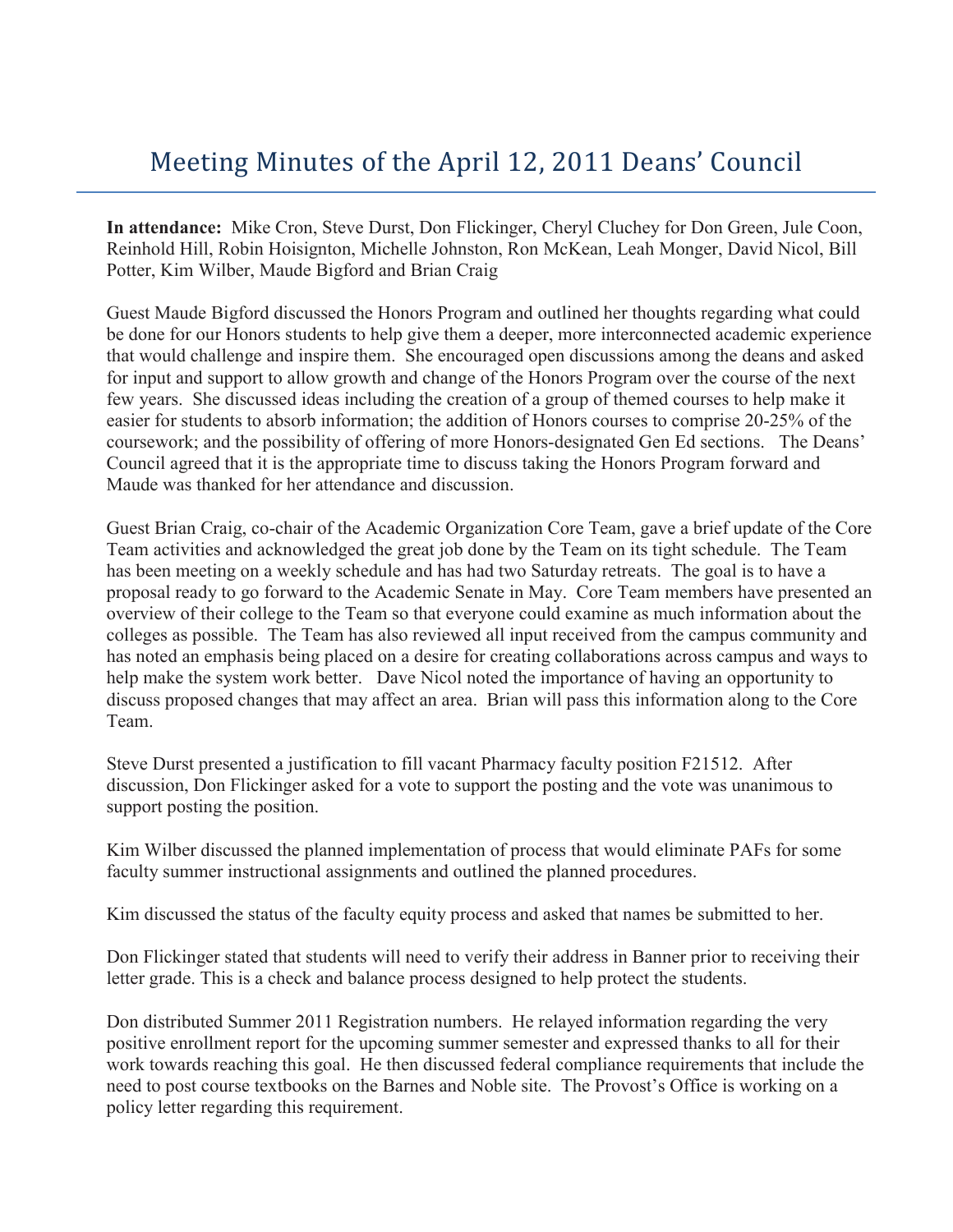# Meeting Minutes of the April 12, 2011 Deans' Council

**In attendance:** Mike Cron, Steve Durst, Don Flickinger, Cheryl Cluchey for Don Green, Jule Coon, Reinhold Hill, Robin Hoisignton, Michelle Johnston, Ron McKean, Leah Monger, David Nicol, Bill Potter, Kim Wilber, Maude Bigford and Brian Craig

Guest Maude Bigford discussed the Honors Program and outlined her thoughts regarding what could be done for our Honors students to help give them a deeper, more interconnected academic experience that would challenge and inspire them. She encouraged open discussions among the deans and asked for input and support to allow growth and change of the Honors Program over the course of the next few years. She discussed ideas including the creation of a group of themed courses to help make it easier for students to absorb information; the addition of Honors courses to comprise 20-25% of the coursework; and the possibility of offering of more Honors-designated Gen Ed sections. The Deans' Council agreed that it is the appropriate time to discuss taking the Honors Program forward and Maude was thanked for her attendance and discussion.

Guest Brian Craig, co-chair of the Academic Organization Core Team, gave a brief update of the Core Team activities and acknowledged the great job done by the Team on its tight schedule. The Team has been meeting on a weekly schedule and has had two Saturday retreats. The goal is to have a proposal ready to go forward to the Academic Senate in May. Core Team members have presented an overview of their college to the Team so that everyone could examine as much information about the colleges as possible. The Team has also reviewed all input received from the campus community and has noted an emphasis being placed on a desire for creating collaborations across campus and ways to help make the system work better. Dave Nicol noted the importance of having an opportunity to discuss proposed changes that may affect an area. Brian will pass this information along to the Core Team.

Steve Durst presented a justification to fill vacant Pharmacy faculty position F21512. After discussion, Don Flickinger asked for a vote to support the posting and the vote was unanimous to support posting the position.

Kim Wilber discussed the planned implementation of process that would eliminate PAFs for some faculty summer instructional assignments and outlined the planned procedures.

Kim discussed the status of the faculty equity process and asked that names be submitted to her.

Don Flickinger stated that students will need to verify their address in Banner prior to receiving their letter grade. This is a check and balance process designed to help protect the students.

Don distributed Summer 2011 Registration numbers. He relayed information regarding the very positive enrollment report for the upcoming summer semester and expressed thanks to all for their work towards reaching this goal. He then discussed federal compliance requirements that include the need to post course textbooks on the Barnes and Noble site. The Provost's Office is working on a policy letter regarding this requirement.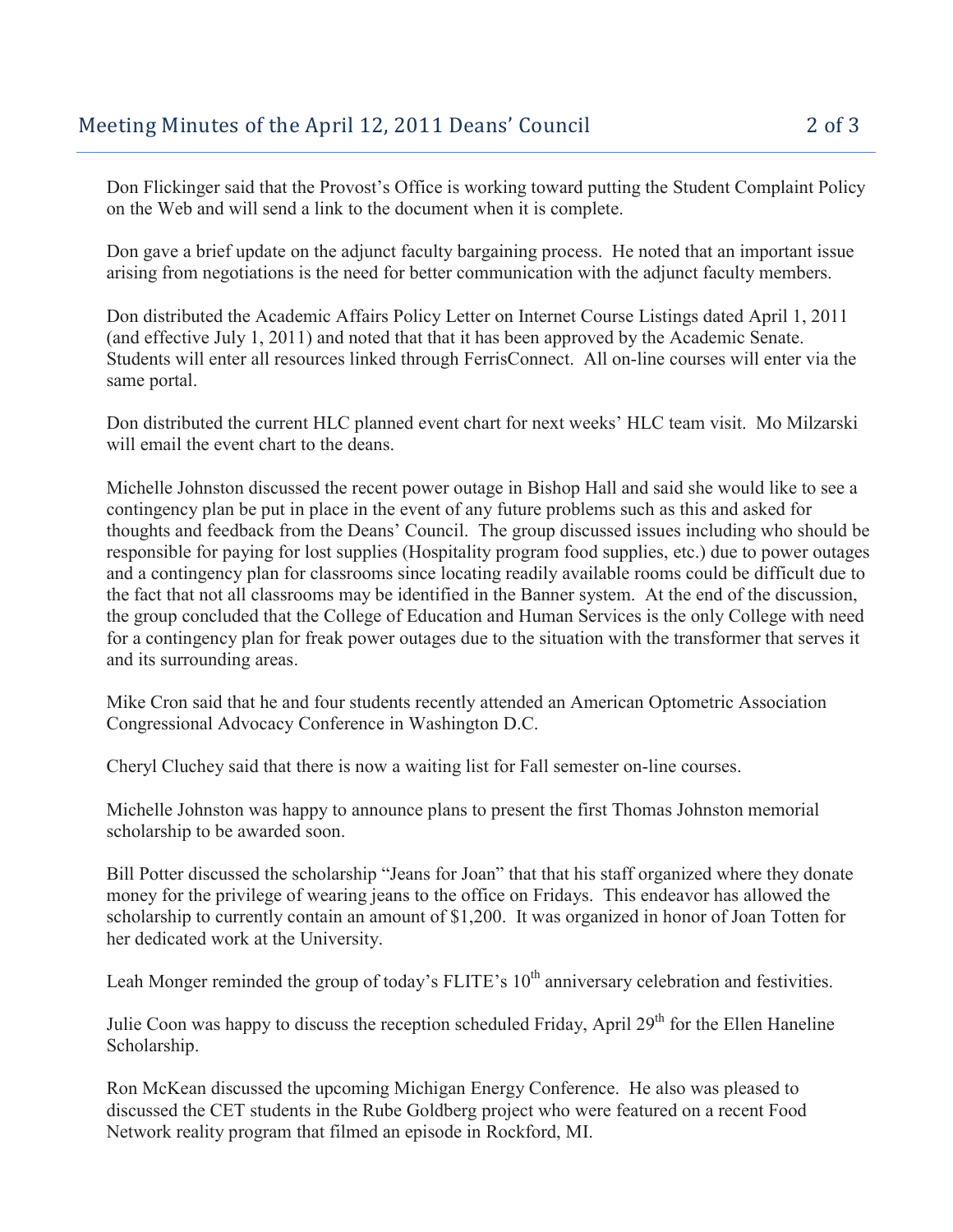Don Flickinger said that the Provost's Office is working toward putting the Student Complaint Policy on the Web and will send a link to the document when it is complete.

Don gave a brief update on the adjunct faculty bargaining process. He noted that an important issue arising from negotiations is the need for better communication with the adjunct faculty members.

Don distributed the Academic Affairs Policy Letter on Internet Course Listings dated April 1, 2011 (and effective July 1, 2011) and noted that that it has been approved by the Academic Senate. Students will enter all resources linked through FerrisConnect. All on-line courses will enter via the same portal.

Don distributed the current HLC planned event chart for next weeks' HLC team visit. Mo Milzarski will email the event chart to the deans.

Michelle Johnston discussed the recent power outage in Bishop Hall and said she would like to see a contingency plan be put in place in the event of any future problems such as this and asked for thoughts and feedback from the Deans' Council. The group discussed issues including who should be responsible for paying for lost supplies (Hospitality program food supplies, etc.) due to power outages and a contingency plan for classrooms since locating readily available rooms could be difficult due to the fact that not all classrooms may be identified in the Banner system. At the end of the discussion, the group concluded that the College of Education and Human Services is the only College with need for a contingency plan for freak power outages due to the situation with the transformer that serves it and its surrounding areas.

Mike Cron said that he and four students recently attended an American Optometric Association Congressional Advocacy Conference in Washington D.C.

Cheryl Cluchey said that there is now a waiting list for Fall semester on-line courses.

Michelle Johnston was happy to announce plans to present the first Thomas Johnston memorial scholarship to be awarded soon.

Bill Potter discussed the scholarship "Jeans for Joan" that that his staff organized where they donate money for the privilege of wearing jeans to the office on Fridays. This endeavor has allowed the scholarship to currently contain an amount of $1,200. It was organized in honor of Joan Totten for her dedicated work at the University.

Leah Monger reminded the group of today's FLITE's 10th anniversary celebration and festivities.

Julie Coon was happy to discuss the reception scheduled Friday, April 29th for the Ellen Haneline Scholarship.

Ron McKean discussed the upcoming Michigan Energy Conference. He also was pleased to discussed the CET students in the Rube Goldberg project who were featured on a recent Food Network reality program that filmed an episode in Rockford, MI.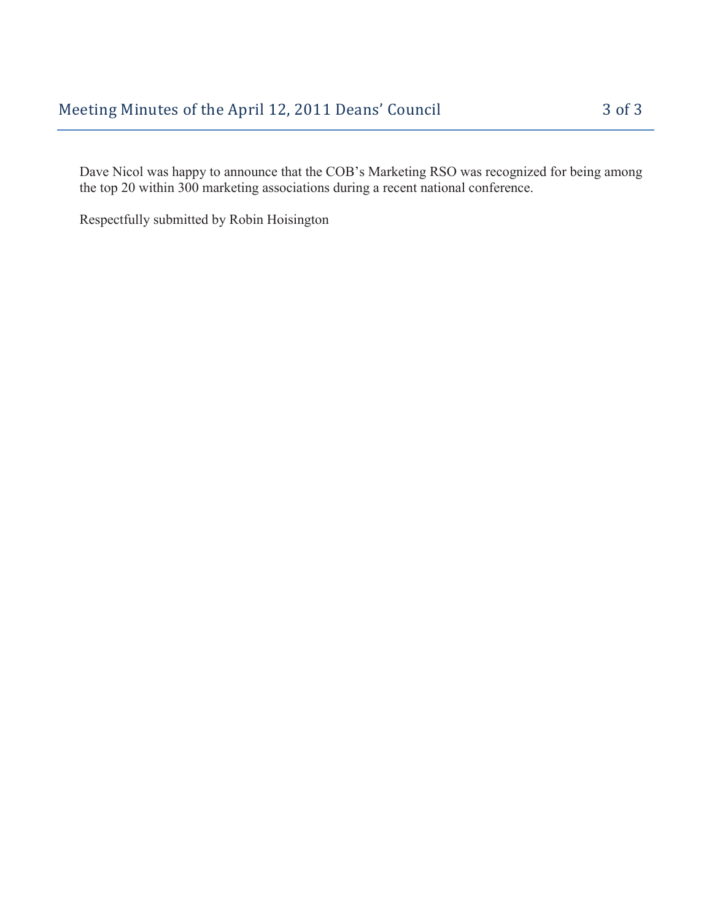Dave Nicol was happy to announce that the COB's Marketing RSO was recognized for being among the top 20 within 300 marketing associations during a recent national conference.

Respectfully submitted by Robin Hoisington